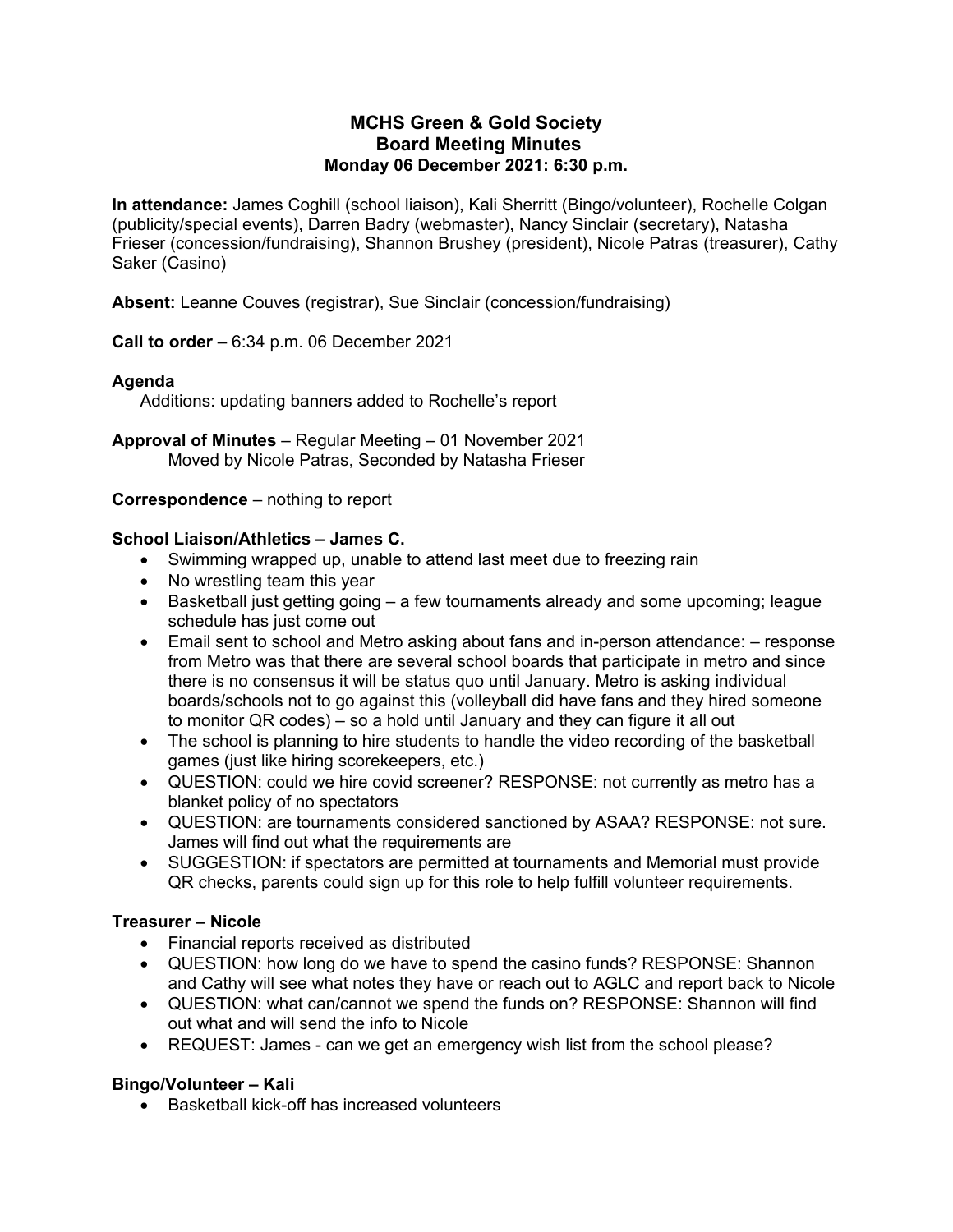# MCHS Green & Gold Society
## Board Meeting Minutes
### Monday 06 December 2021: 6:30 p.m.

**In attendance:** James Coghill (school liaison), Kali Sherritt (Bingo/volunteer), Rochelle Colgan (publicity/special events), Darren Badry (webmaster), Nancy Sinclair (secretary), Natasha Frieser (concession/fundraising), Shannon Brushey (president), Nicole Patras (treasurer), Cathy Saker (Casino)

**Absent:** Leanne Couves (registrar), Sue Sinclair (concession/fundraising)

**Call to order** – 6:34 p.m. 06 December 2021

**Agenda**

Additions: updating banners added to Rochelle's report

**Approval of Minutes** – Regular Meeting – 01 November 2021

Moved by Nicole Patras, Seconded by Natasha Frieser

**Correspondence** – nothing to report

**School Liaison/Athletics – James C.**

- Swimming wrapped up, unable to attend last meet due to freezing rain
- No wrestling team this year
- Basketball just getting going – a few tournaments already and some upcoming; league schedule has just come out
- Email sent to school and Metro asking about fans and in-person attendance: – response from Metro was that there are several school boards that participate in metro and since there is no consensus it will be status quo until January. Metro is asking individual boards/schools not to go against this (volleyball did have fans and they hired someone to monitor QR codes) – so a hold until January and they can figure it all out
- The school is planning to hire students to handle the video recording of the basketball games (just like hiring scorekeepers, etc.)
- QUESTION: could we hire covid screener? RESPONSE: not currently as metro has a blanket policy of no spectators
- QUESTION: are tournaments considered sanctioned by ASAA? RESPONSE: not sure. James will find out what the requirements are
- SUGGESTION: if spectators are permitted at tournaments and Memorial must provide QR checks, parents could sign up for this role to help fulfill volunteer requirements.

**Treasurer – Nicole**

- Financial reports received as distributed
- QUESTION: how long do we have to spend the casino funds? RESPONSE: Shannon and Cathy will see what notes they have or reach out to AGLC and report back to Nicole
- QUESTION: what can/cannot we spend the funds on? RESPONSE: Shannon will find out what and will send the info to Nicole
- REQUEST: James - can we get an emergency wish list from the school please?

**Bingo/Volunteer – Kali**

- Basketball kick-off has increased volunteers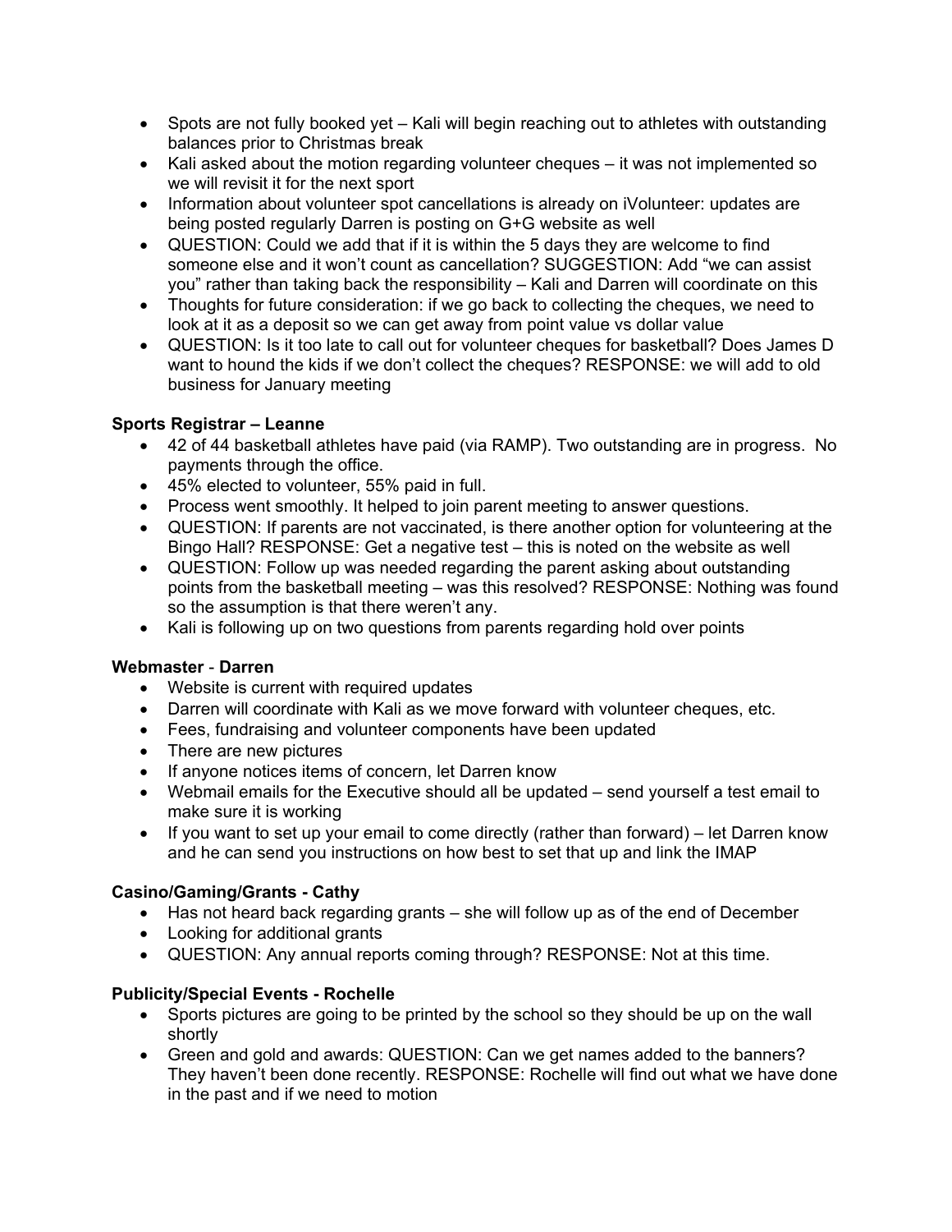- Spots are not fully booked yet – Kali will begin reaching out to athletes with outstanding balances prior to Christmas break
- Kali asked about the motion regarding volunteer cheques – it was not implemented so we will revisit it for the next sport
- Information about volunteer spot cancellations is already on iVolunteer: updates are being posted regularly Darren is posting on G+G website as well
- QUESTION: Could we add that if it is within the 5 days they are welcome to find someone else and it won't count as cancellation? SUGGESTION: Add "we can assist you" rather than taking back the responsibility – Kali and Darren will coordinate on this
- Thoughts for future consideration: if we go back to collecting the cheques, we need to look at it as a deposit so we can get away from point value vs dollar value
- QUESTION: Is it too late to call out for volunteer cheques for basketball? Does James D want to hound the kids if we don't collect the cheques? RESPONSE: we will add to old business for January meeting

**Sports Registrar – Leanne**

- 42 of 44 basketball athletes have paid (via RAMP). Two outstanding are in progress. No payments through the office.
- 45% elected to volunteer, 55% paid in full.
- Process went smoothly. It helped to join parent meeting to answer questions.
- QUESTION: If parents are not vaccinated, is there another option for volunteering at the Bingo Hall? RESPONSE: Get a negative test – this is noted on the website as well
- QUESTION: Follow up was needed regarding the parent asking about outstanding points from the basketball meeting – was this resolved? RESPONSE: Nothing was found so the assumption is that there weren't any.
- Kali is following up on two questions from parents regarding hold over points

**Webmaster - Darren**

- Website is current with required updates
- Darren will coordinate with Kali as we move forward with volunteer cheques, etc.
- Fees, fundraising and volunteer components have been updated
- There are new pictures
- If anyone notices items of concern, let Darren know
- Webmail emails for the Executive should all be updated – send yourself a test email to make sure it is working
- If you want to set up your email to come directly (rather than forward) – let Darren know and he can send you instructions on how best to set that up and link the IMAP

**Casino/Gaming/Grants - Cathy**

- Has not heard back regarding grants – she will follow up as of the end of December
- Looking for additional grants
- QUESTION: Any annual reports coming through? RESPONSE: Not at this time.

**Publicity/Special Events - Rochelle**

- Sports pictures are going to be printed by the school so they should be up on the wall shortly
- Green and gold and awards: QUESTION: Can we get names added to the banners? They haven't been done recently. RESPONSE: Rochelle will find out what we have done in the past and if we need to motion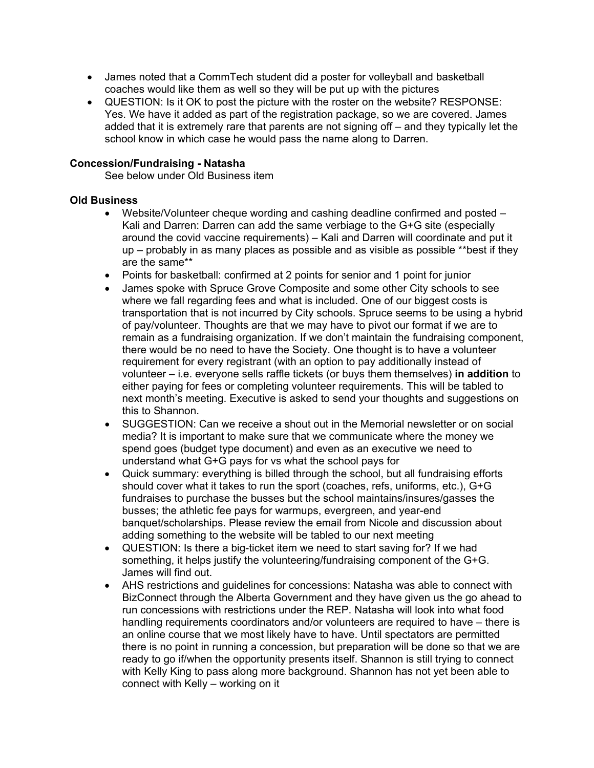- James noted that a CommTech student did a poster for volleyball and basketball coaches would like them as well so they will be put up with the pictures
- QUESTION: Is it OK to post the picture with the roster on the website? RESPONSE: Yes. We have it added as part of the registration package, so we are covered. James added that it is extremely rare that parents are not signing off – and they typically let the school know in which case he would pass the name along to Darren.

**Concession/Fundraising - Natasha**

See below under Old Business item

**Old Business**

- Website/Volunteer cheque wording and cashing deadline confirmed and posted – Kali and Darren: Darren can add the same verbiage to the G+G site (especially around the covid vaccine requirements) – Kali and Darren will coordinate and put it up – probably in as many places as possible and as visible as possible **best if they are the same**
- Points for basketball: confirmed at 2 points for senior and 1 point for junior
- James spoke with Spruce Grove Composite and some other City schools to see where we fall regarding fees and what is included. One of our biggest costs is transportation that is not incurred by City schools. Spruce seems to be using a hybrid of pay/volunteer. Thoughts are that we may have to pivot our format if we are to remain as a fundraising organization. If we don't maintain the fundraising component, there would be no need to have the Society. One thought is to have a volunteer requirement for every registrant (with an option to pay additionally instead of volunteer – i.e. everyone sells raffle tickets (or buys them themselves) **in addition** to either paying for fees or completing volunteer requirements. This will be tabled to next month's meeting. Executive is asked to send your thoughts and suggestions on this to Shannon.
- SUGGESTION: Can we receive a shout out in the Memorial newsletter or on social media? It is important to make sure that we communicate where the money we spend goes (budget type document) and even as an executive we need to understand what G+G pays for vs what the school pays for
- Quick summary: everything is billed through the school, but all fundraising efforts should cover what it takes to run the sport (coaches, refs, uniforms, etc.), G+G fundraises to purchase the busses but the school maintains/insures/gasses the busses; the athletic fee pays for warmups, evergreen, and year-end banquet/scholarships. Please review the email from Nicole and discussion about adding something to the website will be tabled to our next meeting
- QUESTION: Is there a big-ticket item we need to start saving for? If we had something, it helps justify the volunteering/fundraising component of the G+G. James will find out.
- AHS restrictions and guidelines for concessions: Natasha was able to connect with BizConnect through the Alberta Government and they have given us the go ahead to run concessions with restrictions under the REP. Natasha will look into what food handling requirements coordinators and/or volunteers are required to have – there is an online course that we most likely have to have. Until spectators are permitted there is no point in running a concession, but preparation will be done so that we are ready to go if/when the opportunity presents itself. Shannon is still trying to connect with Kelly King to pass along more background. Shannon has not yet been able to connect with Kelly – working on it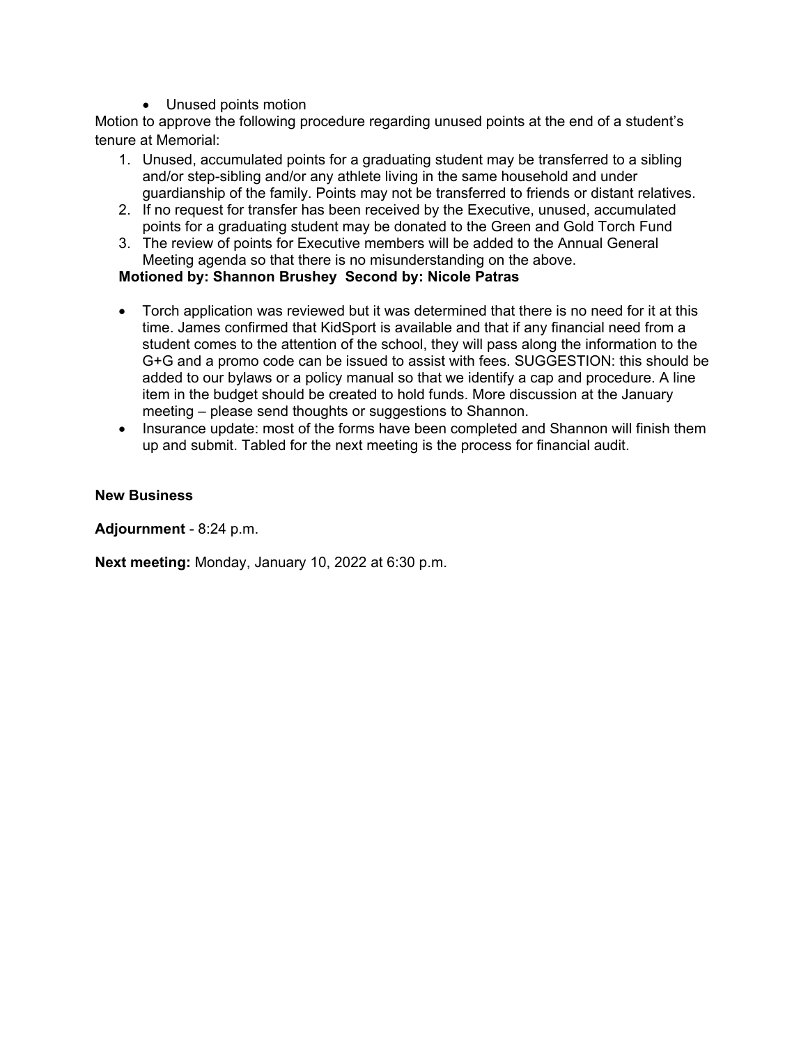- Unused points motion

Motion to approve the following procedure regarding unused points at the end of a student's tenure at Memorial:

1. Unused, accumulated points for a graduating student may be transferred to a sibling and/or step-sibling and/or any athlete living in the same household and under guardianship of the family. Points may not be transferred to friends or distant relatives.
2. If no request for transfer has been received by the Executive, unused, accumulated points for a graduating student may be donated to the Green and Gold Torch Fund
3. The review of points for Executive members will be added to the Annual General Meeting agenda so that there is no misunderstanding on the above.

**Motioned by: Shannon Brushey Second by: Nicole Patras**

- Torch application was reviewed but it was determined that there is no need for it at this time. James confirmed that KidSport is available and that if any financial need from a student comes to the attention of the school, they will pass along the information to the G+G and a promo code can be issued to assist with fees. SUGGESTION: this should be added to our bylaws or a policy manual so that we identify a cap and procedure. A line item in the budget should be created to hold funds. More discussion at the January meeting – please send thoughts or suggestions to Shannon.
- Insurance update: most of the forms have been completed and Shannon will finish them up and submit. Tabled for the next meeting is the process for financial audit.

**New Business**

**Adjournment** - 8:24 p.m.

**Next meeting:** Monday, January 10, 2022 at 6:30 p.m.